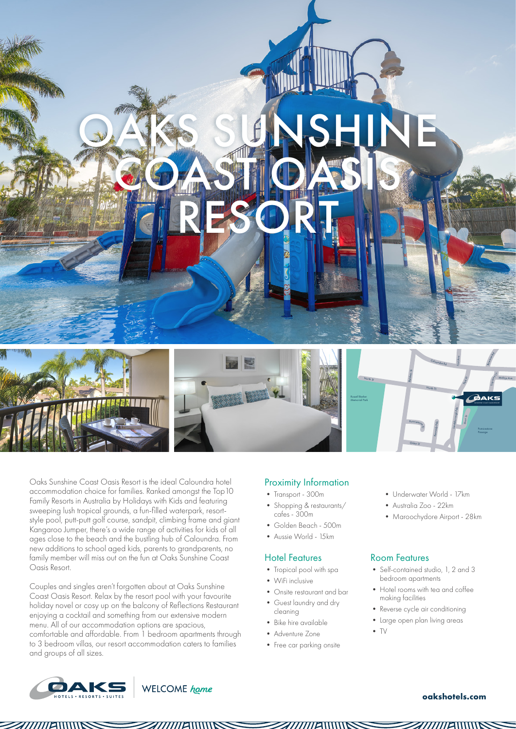# OAKS SUNSHINE COAST OASIS RESORT

Oaks Sunshine Coast Oasis Resort is the ideal Caloundra hotel accommodation choice for families. Ranked amongst the Top 10 Family Resorts in Australia by Holidays with Kids and featuring sweeping lush tropical grounds, a fun-filled waterpark, resort-style pool, putt-putt golf course, sandpit, climbing frame and giant Kangaroo Jumper, there's a wide range of activities for kids of all ages close to the beach and the bustling hub of Caloundra. From new additions to school aged kids, parents to grandparents, no family member will miss out on the fun at Oaks Sunshine Coast Oasis Resort.

Couples and singles aren't forgotten about at Oaks Sunshine Coast Oasis Resort. Relax by the resort pool with your favourite holiday novel or cosy up on the balcony of Reflections Restaurant enjoying a cocktail and something from our extensive modern menu. All of our accommodation options are spacious, comfortable and affordable. From 1 bedroom apartments through to 3 bedroom villas, our resort accommodation caters to families and groups of all sizes.

## Proximity Information

- Transport - 300m
- Shopping & restaurants/cafes - 300m
- Golden Beach - 500m
- Aussie World - 15km
- Underwater World - 17km
- Australia Zoo - 22km
- Maroochydore Airport - 28km

## Hotel Features

- Tropical pool with spa
- WiFi inclusive
- Onsite restaurant and bar
- Guest laundry and dry cleaning
- Bike hire available
- Adventure Zone
- Free car parking onsite

## Room Features

- Self-contained studio, 1, 2 and 3 bedroom apartments
- Hotel rooms with tea and coffee making facilities
- Reverse cycle air conditioning
- Large open plan living areas
- TV

OAKS HOTELS • RESORTS • SUITES | WELCOME *home*

**oakshotels.com**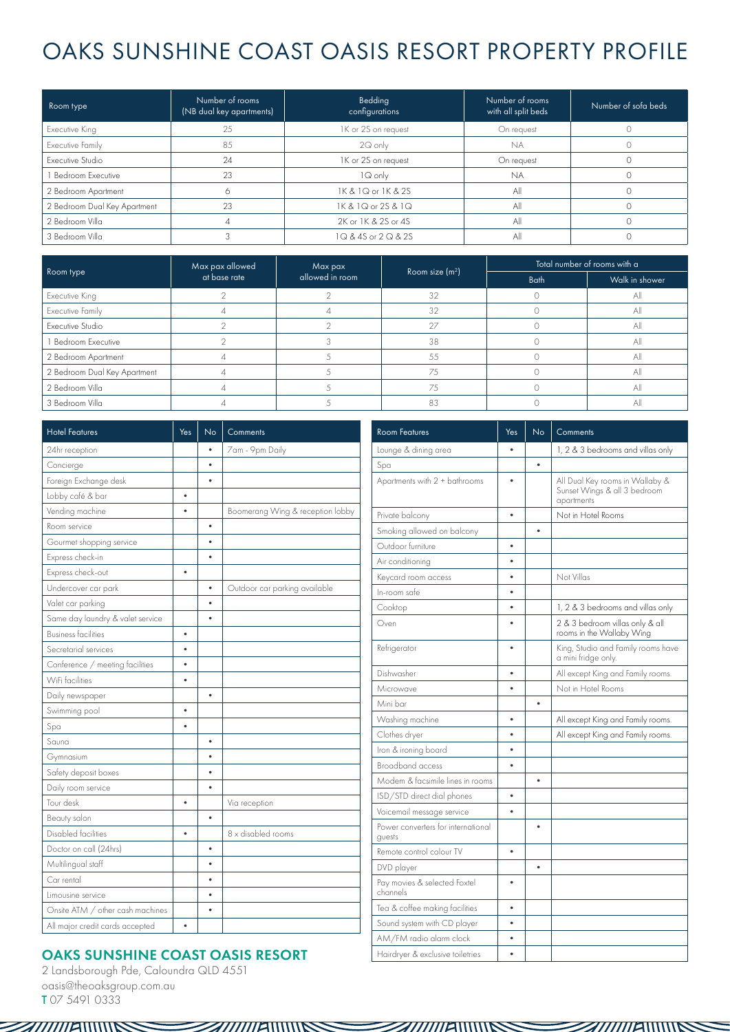# OAKS SUNSHINE COAST OASIS RESORT PROPERTY PROFILE

| Room type | Number of rooms (NB dual key apartments) | Bedding configurations | Number of rooms with all split beds | Number of sofa beds |
|---|---|---|---|---|
| Executive King | 25 | 1K or 2S on request | On request | 0 |
| Executive Family | 85 | 2Q only | NA | 0 |
| Executive Studio | 24 | 1K or 2S on request | On request | 0 |
| 1 Bedroom Executive | 23 | 1Q only | NA | 0 |
| 2 Bedroom Apartment | 6 | 1K & 1Q or 1K & 2S | All | 0 |
| 2 Bedroom Dual Key Apartment | 23 | 1K & 1Q or 2S & 1Q | All | 0 |
| 2 Bedroom Villa | 4 | 2K or 1K & 2S or 4S | All | 0 |
| 3 Bedroom Villa | 3 | 1Q & 4S or 2 Q & 2S | All | 0 |

| Room type | Max pax allowed at base rate | Max pax allowed in room | Room size ($m^2$) | Total number of rooms with a | |
|---|---|---|---|---|---|
| | | | | Bath | Walk in shower |
| Executive King | 2 | 2 | 32 | 0 | All |
| Executive Family | 4 | 4 | 32 | 0 | All |
| Executive Studio | 2 | 2 | 27 | 0 | All |
| 1 Bedroom Executive | 2 | 3 | 38 | 0 | All |
| 2 Bedroom Apartment | 4 | 5 | 55 | 0 | All |
| 2 Bedroom Dual Key Apartment | 4 | 5 | 75 | 0 | All |
| 2 Bedroom Villa | 4 | 5 | 75 | 0 | All |
| 3 Bedroom Villa | 4 | 5 | 83 | 0 | All |

| Hotel Features | Yes | No | Comments |
|---|---|---|---|
| 24hr reception | | • | 7am - 9pm Daily |
| Concierge | | • | |
| Foreign Exchange desk | | • | |
| Lobby café & bar | • | | |
| Vending machine | • | | Boomerang Wing & reception lobby |
| Room service | | • | |
| Gourmet shopping service | | • | |
| Express check-in | | • | |
| Express check-out | • | | |
| Undercover car park | | • | Outdoor car parking available |
| Valet car parking | | • | |
| Same day laundry & valet service | | • | |
| Business facilities | • | | |
| Secretarial services | • | | |
| Conference / meeting facilities | • | | |
| WiFi facilities | • | | |
| Daily newspaper | | • | |
| Swimming pool | • | | |
| Spa | • | | |
| Sauna | | • | |
| Gymnasium | | • | |
| Safety deposit boxes | | • | |
| Daily room service | | • | |
| Tour desk | • | | Via reception |
| Beauty salon | | • | |
| Disabled facilities | • | | 8 x disabled rooms |
| Doctor on call (24hrs) | | • | |
| Multilingual staff | | • | |
| Car rental | | • | |
| Limousine service | | • | |
| Onsite ATM / other cash machines | | • | |
| All major credit cards accepted | • | | |

| Room Features | Yes | No | Comments |
|---|---|---|---|
| Lounge & dining area | • | | 1, 2 & 3 bedrooms and villas only |
| Spa | | • | |
| Apartments with 2 + bathrooms | • | | All Dual Key rooms in Wallaby & Sunset Wings & all 3 bedroom apartments |
| Private balcony | • | | Not in Hotel Rooms |
| Smoking allowed on balcony | | • | |
| Outdoor furniture | • | | |
| Air conditioning | • | | |
| Keycard room access | • | | Not Villas |
| In-room safe | • | | |
| Cooktop | • | | 1, 2 & 3 bedrooms and villas only |
| Oven | • | | 2 & 3 bedroom villas only & all rooms in the Wallaby Wing |
| Refrigerator | • | | King, Studio and Family rooms have a mini fridge only. |
| Dishwasher | • | | All except King and Family rooms. |
| Microwave | • | | Not in Hotel Rooms |
| Mini bar | | • | |
| Washing machine | • | | All except King and Family rooms. |
| Clothes dryer | • | | All except King and Family rooms. |
| Iron & ironing board | • | | |
| Broadband access | • | | |
| Modem & facsimile lines in rooms | | • | |
| ISD/STD direct dial phones | • | | |
| Voicemail message service | • | | |
| Power converters for international guests | | • | |
| Remote control colour TV | • | | |
| DVD player | | • | |
| Pay movies & selected Foxtel channels | • | | |
| Tea & coffee making facilities | • | | |
| Sound system with CD player | • | | |
| AM/FM radio alarm clock | • | | |
| Hairdryer & exclusive toiletries | • | | |

## OAKS SUNSHINE COAST OASIS RESORT

2 Landsborough Pde, Caloundra QLD 4551
oasis@theoaksgroup.com.au
**T** 07 5491 0333